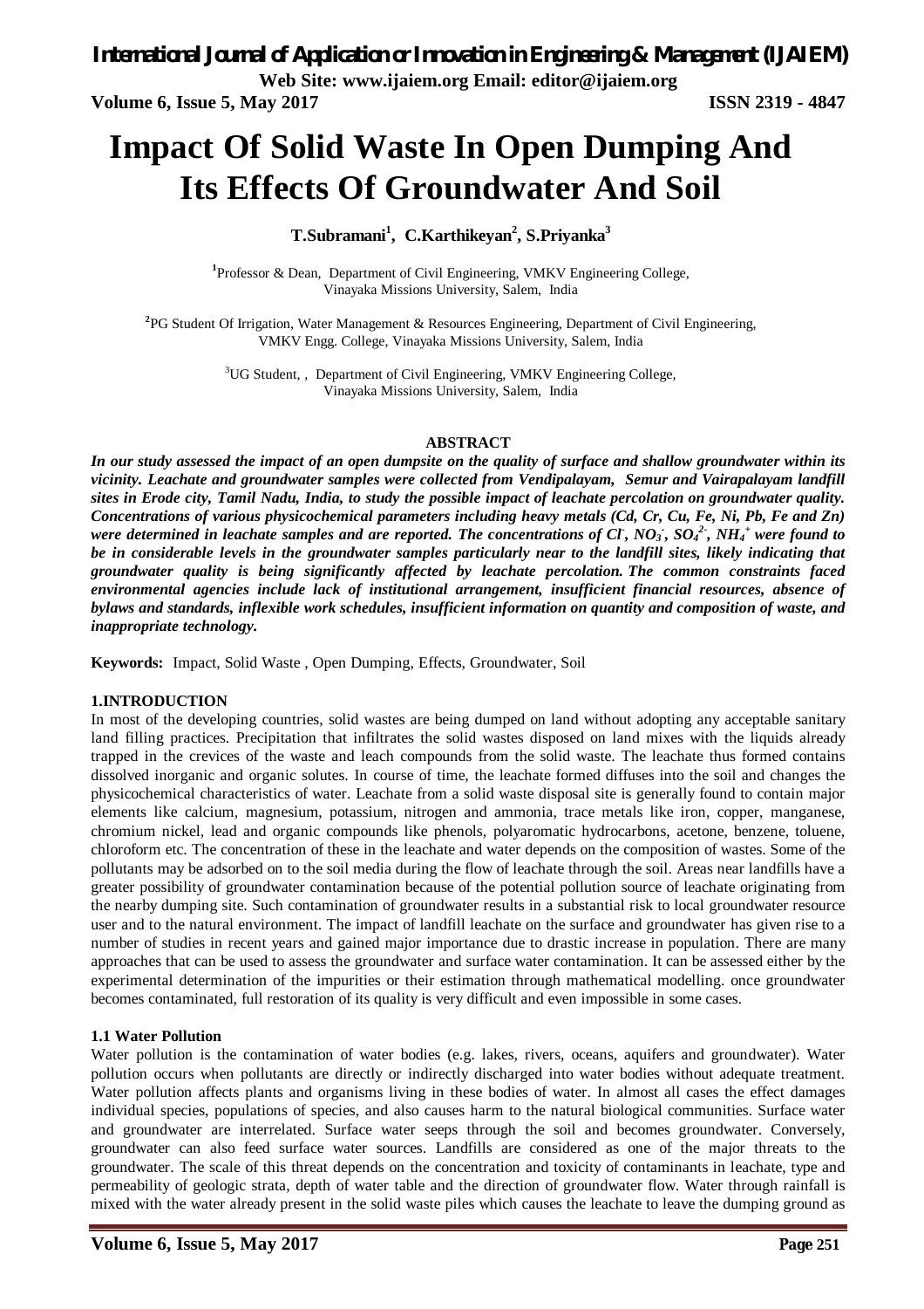# Impact Of Solid Waste In Open Dumping And Its Effects Of Groundwater And Soil

**T.Subramani[1], C.Karthikeyan[2], S.Priyanka[3]**

[1]Professor & Dean, Department of Civil Engineering, VMKV Engineering College, Vinayaka Missions University, Salem, India

[2]PG Student Of Irrigation, Water Management & Resources Engineering, Department of Civil Engineering, VMKV Engg. College, Vinayaka Missions University, Salem, India

[3]UG Student, , Department of Civil Engineering, VMKV Engineering College, Vinayaka Missions University, Salem, India

**ABSTRACT**

***In our study assessed the impact of an open dumpsite on the quality of surface and shallow groundwater within its vicinity. Leachate and groundwater samples were collected from Vendipalayam, Semur and Vairapalayam landfill sites in Erode city, Tamil Nadu, India, to study the possible impact of leachate percolation on groundwater quality. Concentrations of various physicochemical parameters including heavy metals (Cd, Cr, Cu, Fe, Ni, Pb, Fe and Zn) were determined in leachate samples and are reported. The concentrations of $Cl^-$, $NO_3^-$, $SO_4^{2-}$, $NH_4^+$ were found to be in considerable levels in the groundwater samples particularly near to the landfill sites, likely indicating that groundwater quality is being significantly affected by leachate percolation. The common constraints faced environmental agencies include lack of institutional arrangement, insufficient financial resources, absence of bylaws and standards, inflexible work schedules, insufficient information on quantity and composition of waste, and inappropriate technology.***

**Keywords:** Impact, Solid Waste , Open Dumping, Effects, Groundwater, Soil

## 1.INTRODUCTION

In most of the developing countries, solid wastes are being dumped on land without adopting any acceptable sanitary land filling practices. Precipitation that infiltrates the solid wastes disposed on land mixes with the liquids already trapped in the crevices of the waste and leach compounds from the solid waste. The leachate thus formed contains dissolved inorganic and organic solutes. In course of time, the leachate formed diffuses into the soil and changes the physicochemical characteristics of water. Leachate from a solid waste disposal site is generally found to contain major elements like calcium, magnesium, potassium, nitrogen and ammonia, trace metals like iron, copper, manganese, chromium nickel, lead and organic compounds like phenols, polyaromatic hydrocarbons, acetone, benzene, toluene, chloroform etc. The concentration of these in the leachate and water depends on the composition of wastes. Some of the pollutants may be adsorbed on to the soil media during the flow of leachate through the soil. Areas near landfills have a greater possibility of groundwater contamination because of the potential pollution source of leachate originating from the nearby dumping site. Such contamination of groundwater results in a substantial risk to local groundwater resource user and to the natural environment. The impact of landfill leachate on the surface and groundwater has given rise to a number of studies in recent years and gained major importance due to drastic increase in population. There are many approaches that can be used to assess the groundwater and surface water contamination. It can be assessed either by the experimental determination of the impurities or their estimation through mathematical modelling. once groundwater becomes contaminated, full restoration of its quality is very difficult and even impossible in some cases.

### 1.1 Water Pollution

Water pollution is the contamination of water bodies (e.g. lakes, rivers, oceans, aquifers and groundwater). Water pollution occurs when pollutants are directly or indirectly discharged into water bodies without adequate treatment. Water pollution affects plants and organisms living in these bodies of water. In almost all cases the effect damages individual species, populations of species, and also causes harm to the natural biological communities. Surface water and groundwater are interrelated. Surface water seeps through the soil and becomes groundwater. Conversely, groundwater can also feed surface water sources. Landfills are considered as one of the major threats to the groundwater. The scale of this threat depends on the concentration and toxicity of contaminants in leachate, type and permeability of geologic strata, depth of water table and the direction of groundwater flow. Water through rainfall is mixed with the water already present in the solid waste piles which causes the leachate to leave the dumping ground as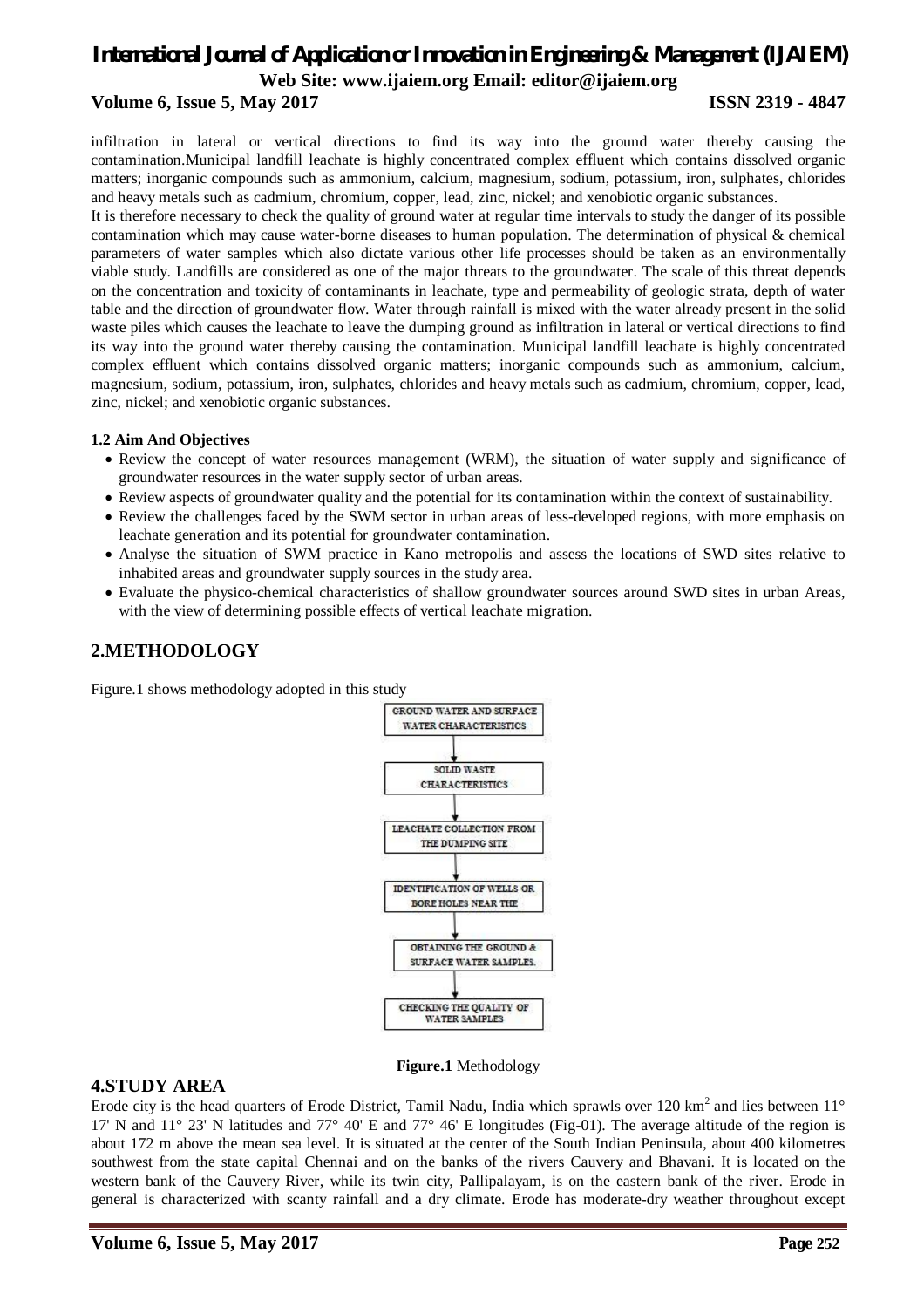infiltration in lateral or vertical directions to find its way into the ground water thereby causing the contamination.Municipal landfill leachate is highly concentrated complex effluent which contains dissolved organic matters; inorganic compounds such as ammonium, calcium, magnesium, sodium, potassium, iron, sulphates, chlorides and heavy metals such as cadmium, chromium, copper, lead, zinc, nickel; and xenobiotic organic substances.

It is therefore necessary to check the quality of ground water at regular time intervals to study the danger of its possible contamination which may cause water-borne diseases to human population. The determination of physical & chemical parameters of water samples which also dictate various other life processes should be taken as an environmentally viable study. Landfills are considered as one of the major threats to the groundwater. The scale of this threat depends on the concentration and toxicity of contaminants in leachate, type and permeability of geologic strata, depth of water table and the direction of groundwater flow. Water through rainfall is mixed with the water already present in the solid waste piles which causes the leachate to leave the dumping ground as infiltration in lateral or vertical directions to find its way into the ground water thereby causing the contamination. Municipal landfill leachate is highly concentrated complex effluent which contains dissolved organic matters; inorganic compounds such as ammonium, calcium, magnesium, sodium, potassium, iron, sulphates, chlorides and heavy metals such as cadmium, chromium, copper, lead, zinc, nickel; and xenobiotic organic substances.

### 1.2 Aim And Objectives

- Review the concept of water resources management (WRM), the situation of water supply and significance of groundwater resources in the water supply sector of urban areas.
- Review aspects of groundwater quality and the potential for its contamination within the context of sustainability.
- Review the challenges faced by the SWM sector in urban areas of less-developed regions, with more emphasis on leachate generation and its potential for groundwater contamination.
- Analyse the situation of SWM practice in Kano metropolis and assess the locations of SWD sites relative to inhabited areas and groundwater supply sources in the study area.
- Evaluate the physico-chemical characteristics of shallow groundwater sources around SWD sites in urban Areas, with the view of determining possible effects of vertical leachate migration.

## 2.METHODOLOGY

Figure.1 shows methodology adopted in this study

GROUND WATER AND SURFACE WATER CHARACTERISTICS
↓
SOLID WASTE CHARACTERISTICS
↓
LEACHATE COLLECTION FROM THE DUMPING SITE
↓
IDENTIFICATION OF WELLS OR BORE HOLES NEAR THE
↓
OBTAINING THE GROUND & SURFACE WATER SAMPLES.
↓
CHECKING THE QUALITY OF WATER SAMPLES

**Figure.1** Methodology

## 4.STUDY AREA

Erode city is the head quarters of Erode District, Tamil Nadu, India which sprawls over 120 km$^2$ and lies between 11° 17' N and 11° 23' N latitudes and 77° 40' E and 77° 46' E longitudes (Fig-01). The average altitude of the region is about 172 m above the mean sea level. It is situated at the center of the South Indian Peninsula, about 400 kilometres southwest from the state capital Chennai and on the banks of the rivers Cauvery and Bhavani. It is located on the western bank of the Cauvery River, while its twin city, Pallipalayam, is on the eastern bank of the river. Erode in general is characterized with scanty rainfall and a dry climate. Erode has moderate-dry weather throughout except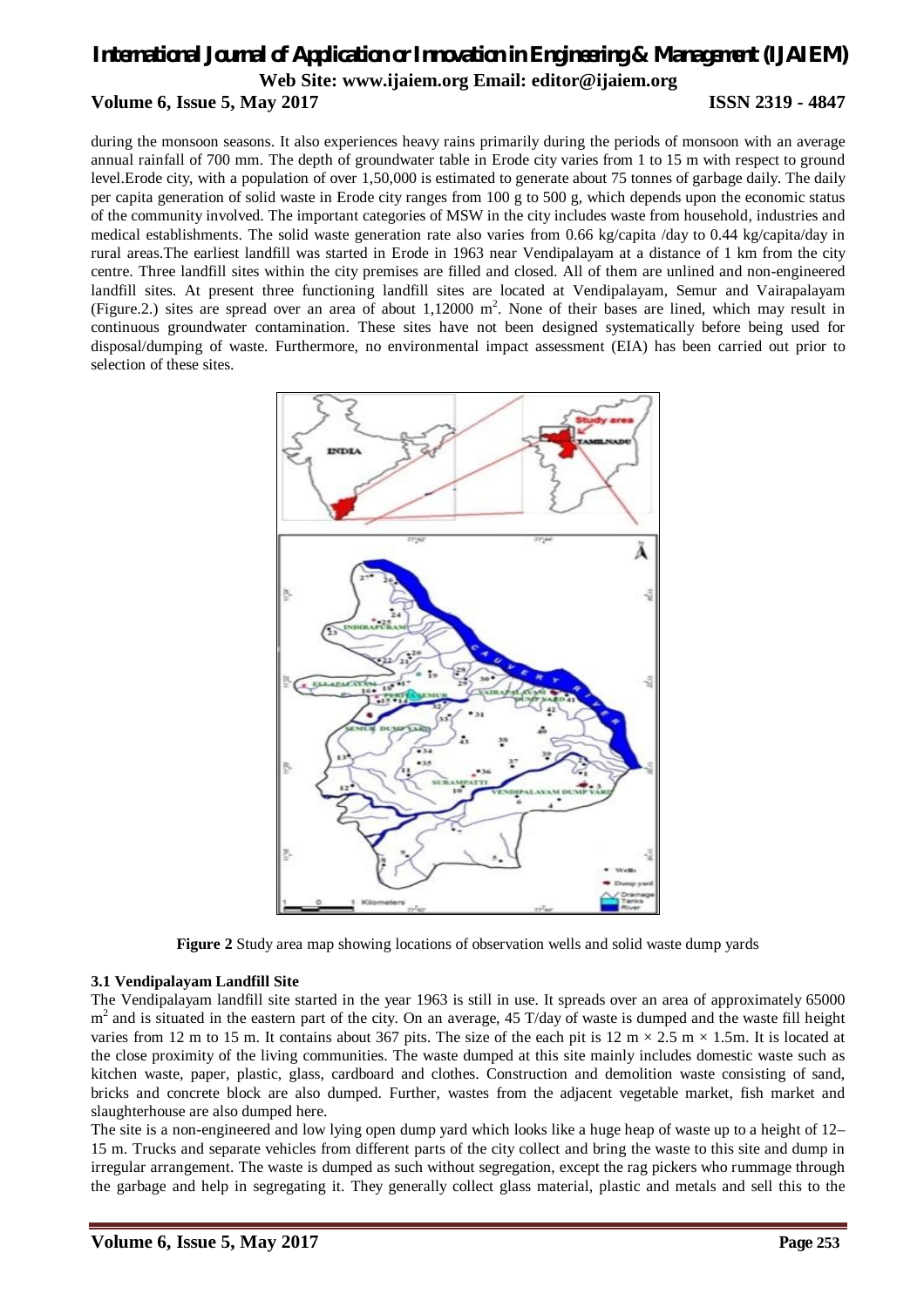during the monsoon seasons. It also experiences heavy rains primarily during the periods of monsoon with an average annual rainfall of 700 mm. The depth of groundwater table in Erode city varies from 1 to 15 m with respect to ground level.Erode city, with a population of over 1,50,000 is estimated to generate about 75 tonnes of garbage daily. The daily per capita generation of solid waste in Erode city ranges from 100 g to 500 g, which depends upon the economic status of the community involved. The important categories of MSW in the city includes waste from household, industries and medical establishments. The solid waste generation rate also varies from 0.66 kg/capita /day to 0.44 kg/capita/day in rural areas.The earliest landfill was started in Erode in 1963 near Vendipalayam at a distance of 1 km from the city centre. Three landfill sites within the city premises are filled and closed. All of them are unlined and non-engineered landfill sites. At present three functioning landfill sites are located at Vendipalayam, Semur and Vairapalayam (Figure.2.) sites are spread over an area of about 1,12000 $m^2$. None of their bases are lined, which may result in continuous groundwater contamination. These sites have not been designed systematically before being used for disposal/dumping of waste. Furthermore, no environmental impact assessment (EIA) has been carried out prior to selection of these sites.

**Figure 2** Study area map showing locations of observation wells and solid waste dump yards

### 3.1 Vendipalayam Landfill Site

The Vendipalayam landfill site started in the year 1963 is still in use. It spreads over an area of approximately 65000 $m^2$ and is situated in the eastern part of the city. On an average, 45 T/day of waste is dumped and the waste fill height varies from 12 m to 15 m. It contains about 367 pits. The size of the each pit is 12 m × 2.5 m × 1.5m. It is located at the close proximity of the living communities. The waste dumped at this site mainly includes domestic waste such as kitchen waste, paper, plastic, glass, cardboard and clothes. Construction and demolition waste consisting of sand, bricks and concrete block are also dumped. Further, wastes from the adjacent vegetable market, fish market and slaughterhouse are also dumped here.

The site is a non-engineered and low lying open dump yard which looks like a huge heap of waste up to a height of 12–15 m. Trucks and separate vehicles from different parts of the city collect and bring the waste to this site and dump in irregular arrangement. The waste is dumped as such without segregation, except the rag pickers who rummage through the garbage and help in segregating it. They generally collect glass material, plastic and metals and sell this to the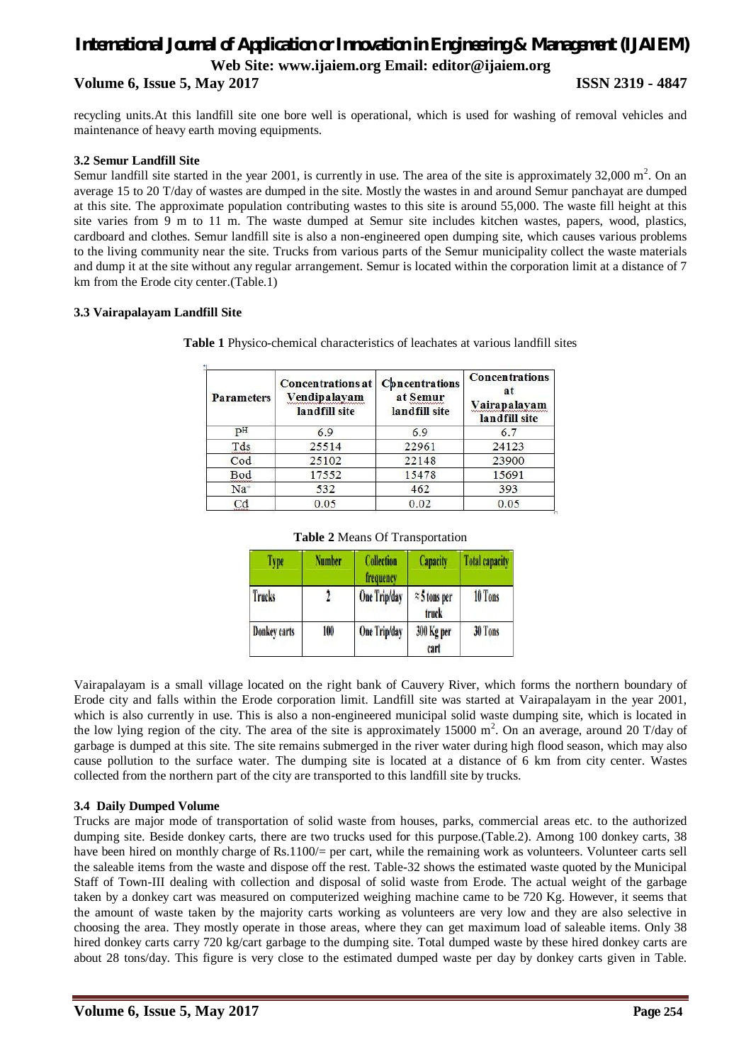recycling units.At this landfill site one bore well is operational, which is used for washing of removal vehicles and maintenance of heavy earth moving equipments.

### 3.2 Semur Landfill Site

Semur landfill site started in the year 2001, is currently in use. The area of the site is approximately 32,000 $m^2$. On an average 15 to 20 T/day of wastes are dumped in the site. Mostly the wastes in and around Semur panchayat are dumped at this site. The approximate population contributing wastes to this site is around 55,000. The waste fill height at this site varies from 9 m to 11 m. The waste dumped at Semur site includes kitchen wastes, papers, wood, plastics, cardboard and clothes. Semur landfill site is also a non-engineered open dumping site, which causes various problems to the living community near the site. Trucks from various parts of the Semur municipality collect the waste materials and dump it at the site without any regular arrangement. Semur is located within the corporation limit at a distance of 7 km from the Erode city center.(Table.1)

### 3.3 Vairapalayam Landfill Site

**Table 1** Physico-chemical characteristics of leachates at various landfill sites

| Parameters | Concentrations at Vendipalayam landfill site | Concentrations at Semur landfill site | Concentrations at Vairapalayam landfill site |
|---|---|---|---|
| $P^H$ | 6.9 | 6.9 | 6.7 |
| Tds | 25514 | 22961 | 24123 |
| Cod | 25102 | 22148 | 23900 |
| Bod | 17552 | 15478 | 15691 |
| $Na^+$ | 532 | 462 | 393 |
| Cd | 0.05 | 0.02 | 0.05 |

**Table 2** Means Of Transportation

| Type | Number | Collection frequency | Capacity | Total capacity |
|---|---|---|---|---|
| Trucks | 2 | One Trip/day | ≈5 tons per truck | 10 Tons |
| Donkey carts | 100 | One Trip/day | 300 Kg per cart | 30 Tons |

Vairapalayam is a small village located on the right bank of Cauvery River, which forms the northern boundary of Erode city and falls within the Erode corporation limit. Landfill site was started at Vairapalayam in the year 2001, which is also currently in use. This is also a non-engineered municipal solid waste dumping site, which is located in the low lying region of the city. The area of the site is approximately 15000 $m^2$. On an average, around 20 T/day of garbage is dumped at this site. The site remains submerged in the river water during high flood season, which may also cause pollution to the surface water. The dumping site is located at a distance of 6 km from city center. Wastes collected from the northern part of the city are transported to this landfill site by trucks.

### 3.4 Daily Dumped Volume

Trucks are major mode of transportation of solid waste from houses, parks, commercial areas etc. to the authorized dumping site. Beside donkey carts, there are two trucks used for this purpose.(Table.2). Among 100 donkey carts, 38 have been hired on monthly charge of Rs.1100/= per cart, while the remaining work as volunteers. Volunteer carts sell the saleable items from the waste and dispose off the rest. Table-32 shows the estimated waste quoted by the Municipal Staff of Town-III dealing with collection and disposal of solid waste from Erode. The actual weight of the garbage taken by a donkey cart was measured on computerized weighing machine came to be 720 Kg. However, it seems that the amount of waste taken by the majority carts working as volunteers are very low and they are also selective in choosing the area. They mostly operate in those areas, where they can get maximum load of saleable items. Only 38 hired donkey carts carry 720 kg/cart garbage to the dumping site. Total dumped waste by these hired donkey carts are about 28 tons/day. This figure is very close to the estimated dumped waste per day by donkey carts given in Table.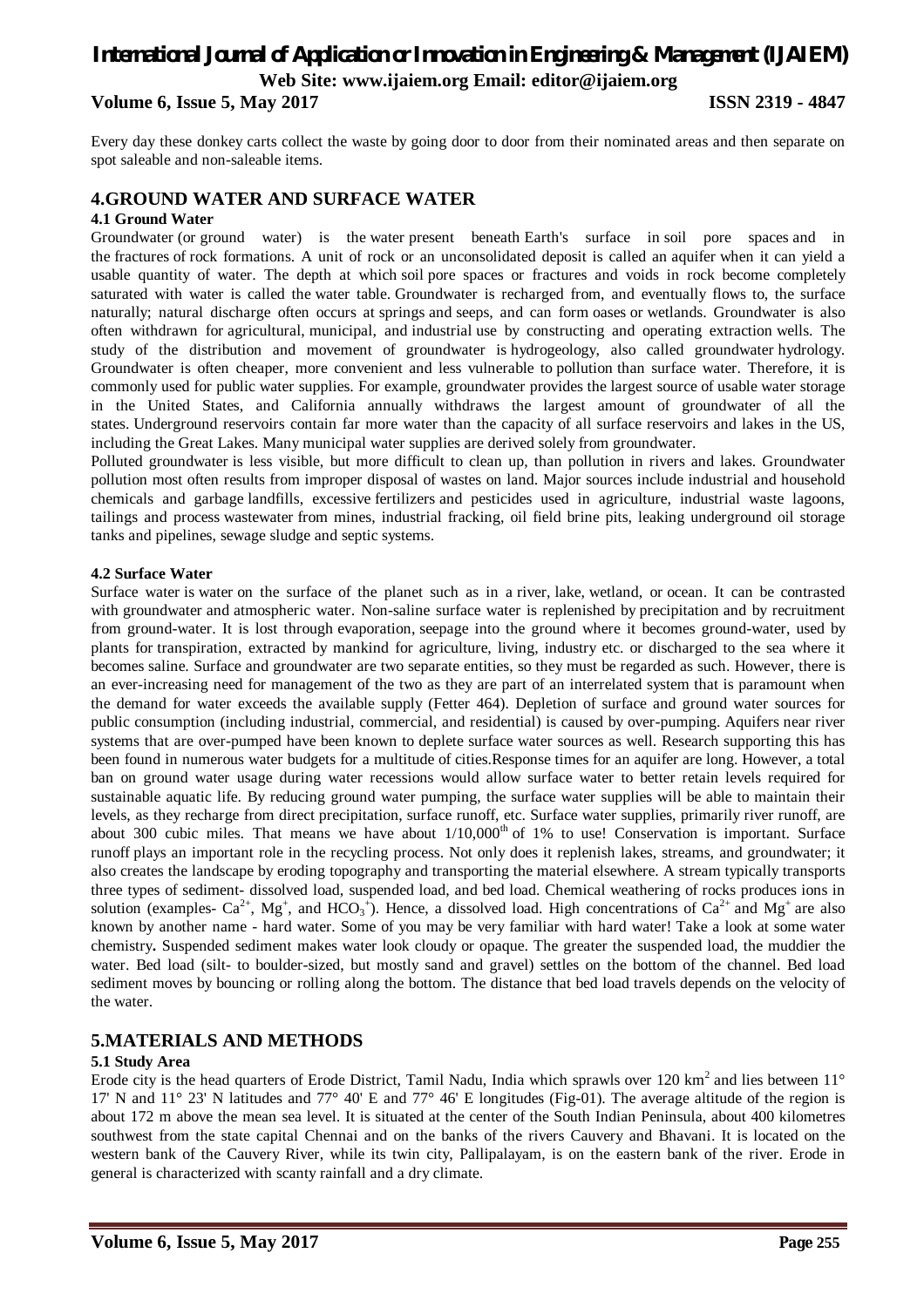Every day these donkey carts collect the waste by going door to door from their nominated areas and then separate on spot saleable and non-saleable items.

## 4.GROUND WATER AND SURFACE WATER

### 4.1 Ground Water

Groundwater (or ground water) is the water present beneath Earth's surface in soil pore spaces and in the fractures of rock formations. A unit of rock or an unconsolidated deposit is called an aquifer when it can yield a usable quantity of water. The depth at which soil pore spaces or fractures and voids in rock become completely saturated with water is called the water table. Groundwater is recharged from, and eventually flows to, the surface naturally; natural discharge often occurs at springs and seeps, and can form oases or wetlands. Groundwater is also often withdrawn for agricultural, municipal, and industrial use by constructing and operating extraction wells. The study of the distribution and movement of groundwater is hydrogeology, also called groundwater hydrology. Groundwater is often cheaper, more convenient and less vulnerable to pollution than surface water. Therefore, it is commonly used for public water supplies. For example, groundwater provides the largest source of usable water storage in the United States, and California annually withdraws the largest amount of groundwater of all the states. Underground reservoirs contain far more water than the capacity of all surface reservoirs and lakes in the US, including the Great Lakes. Many municipal water supplies are derived solely from groundwater.

Polluted groundwater is less visible, but more difficult to clean up, than pollution in rivers and lakes. Groundwater pollution most often results from improper disposal of wastes on land. Major sources include industrial and household chemicals and garbage landfills, excessive fertilizers and pesticides used in agriculture, industrial waste lagoons, tailings and process wastewater from mines, industrial fracking, oil field brine pits, leaking underground oil storage tanks and pipelines, sewage sludge and septic systems.

### 4.2 Surface Water

Surface water is water on the surface of the planet such as in a river, lake, wetland, or ocean. It can be contrasted with groundwater and atmospheric water. Non-saline surface water is replenished by precipitation and by recruitment from ground-water. It is lost through evaporation, seepage into the ground where it becomes ground-water, used by plants for transpiration, extracted by mankind for agriculture, living, industry etc. or discharged to the sea where it becomes saline. Surface and groundwater are two separate entities, so they must be regarded as such. However, there is an ever-increasing need for management of the two as they are part of an interrelated system that is paramount when the demand for water exceeds the available supply (Fetter 464). Depletion of surface and ground water sources for public consumption (including industrial, commercial, and residential) is caused by over-pumping. Aquifers near river systems that are over-pumped have been known to deplete surface water sources as well. Research supporting this has been found in numerous water budgets for a multitude of cities.Response times for an aquifer are long. However, a total ban on ground water usage during water recessions would allow surface water to better retain levels required for sustainable aquatic life. By reducing ground water pumping, the surface water supplies will be able to maintain their levels, as they recharge from direct precipitation, surface runoff, etc. Surface water supplies, primarily river runoff, are about 300 cubic miles. That means we have about $1/10,000^{th}$ of 1% to use! Conservation is important. Surface runoff plays an important role in the recycling process. Not only does it replenish lakes, streams, and groundwater; it also creates the landscape by eroding topography and transporting the material elsewhere. A stream typically transports three types of sediment- dissolved load, suspended load, and bed load. Chemical weathering of rocks produces ions in solution (examples- $Ca^{2+}$, $Mg^{+}$, and $HCO_3^{+}$). Hence, a dissolved load. High concentrations of $Ca^{2+}$ and $Mg^{+}$ are also known by another name - hard water. Some of you may be very familiar with hard water! Take a look at some water chemistry**.** Suspended sediment makes water look cloudy or opaque. The greater the suspended load, the muddier the water. Bed load (silt- to boulder-sized, but mostly sand and gravel) settles on the bottom of the channel. Bed load sediment moves by bouncing or rolling along the bottom. The distance that bed load travels depends on the velocity of the water.

## 5.MATERIALS AND METHODS

### 5.1 Study Area

Erode city is the head quarters of Erode District, Tamil Nadu, India which sprawls over 120 $km^2$ and lies between 11° 17' N and 11° 23' N latitudes and 77° 40' E and 77° 46' E longitudes (Fig-01). The average altitude of the region is about 172 m above the mean sea level. It is situated at the center of the South Indian Peninsula, about 400 kilometres southwest from the state capital Chennai and on the banks of the rivers Cauvery and Bhavani. It is located on the western bank of the Cauvery River, while its twin city, Pallipalayam, is on the eastern bank of the river. Erode in general is characterized with scanty rainfall and a dry climate.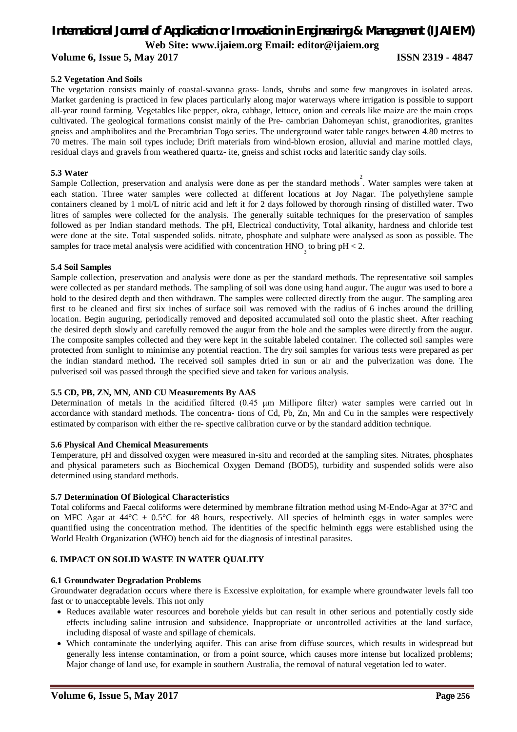### 5.2 Vegetation And Soils

The vegetation consists mainly of coastal-savanna grass- lands, shrubs and some few mangroves in isolated areas. Market gardening is practiced in few places particularly along major waterways where irrigation is possible to support all-year round farming. Vegetables like pepper, okra, cabbage, lettuce, onion and cereals like maize are the main crops cultivated. The geological formations consist mainly of the Pre- cambrian Dahomeyan schist, granodiorites, granites gneiss and amphibolites and the Precambrian Togo series. The underground water table ranges between 4.80 metres to 70 metres. The main soil types include; Drift materials from wind-blown erosion, alluvial and marine mottled clays, residual clays and gravels from weathered quartz- ite, gneiss and schist rocks and lateritic sandy clay soils.

### 5.3 Water

Sample Collection, preservation and analysis were done as per the standard methods[2]. Water samples were taken at each station. Three water samples were collected at different locations at Joy Nagar. The polyethylene sample containers cleaned by 1 mol/L of nitric acid and left it for 2 days followed by thorough rinsing of distilled water. Two litres of samples were collected for the analysis. The generally suitable techniques for the preservation of samples followed as per Indian standard methods. The pH, Electrical conductivity, Total alkanity, hardness and chloride test were done at the site. Total suspended solids. nitrate, phosphate and sulphate were analysed as soon as possible. The samples for trace metal analysis were acidified with concentration $HNO_3$ to bring pH < 2.

### 5.4 Soil Samples

Sample collection, preservation and analysis were done as per the standard methods. The representative soil samples were collected as per standard methods. The sampling of soil was done using hand augur. The augur was used to bore a hold to the desired depth and then withdrawn. The samples were collected directly from the augur. The sampling area first to be cleaned and first six inches of surface soil was removed with the radius of 6 inches around the drilling location. Begin auguring, periodically removed and deposited accumulated soil onto the plastic sheet. After reaching the desired depth slowly and carefully removed the augur from the hole and the samples were directly from the augur. The composite samples collected and they were kept in the suitable labeled container. The collected soil samples were protected from sunlight to minimise any potential reaction. The dry soil samples for various tests were prepared as per the indian standard method**.** The received soil samples dried in sun or air and the pulverization was done. The pulverised soil was passed through the specified sieve and taken for various analysis.

### 5.5 CD, PB, ZN, MN, AND CU Measurements By AAS

Determination of metals in the acidified filtered (0.45 μm Millipore filter) water samples were carried out in accordance with standard methods. The concentra- tions of Cd, Pb, Zn, Mn and Cu in the samples were respectively estimated by comparison with either the re- spective calibration curve or by the standard addition technique.

### 5.6 Physical And Chemical Measurements

Temperature, pH and dissolved oxygen were measured in-situ and recorded at the sampling sites. Nitrates, phosphates and physical parameters such as Biochemical Oxygen Demand (BOD5), turbidity and suspended solids were also determined using standard methods.

### 5.7 Determination Of Biological Characteristics

Total coliforms and Faecal coliforms were determined by membrane filtration method using M-Endo-Agar at 37°C and on MFC Agar at 44°C ± 0.5°C for 48 hours, respectively. All species of helminth eggs in water samples were quantified using the concentration method. The identities of the specific helminth eggs were established using the World Health Organization (WHO) bench aid for the diagnosis of intestinal parasites.

## 6. IMPACT ON SOLID WASTE IN WATER QUALITY

### 6.1 Groundwater Degradation Problems

Groundwater degradation occurs where there is Excessive exploitation, for example where groundwater levels fall too fast or to unacceptable levels. This not only

- Reduces available water resources and borehole yields but can result in other serious and potentially costly side effects including saline intrusion and subsidence. Inappropriate or uncontrolled activities at the land surface, including disposal of waste and spillage of chemicals.
- Which contaminate the underlying aquifer. This can arise from diffuse sources, which results in widespread but generally less intense contamination, or from a point source, which causes more intense but localized problems; Major change of land use, for example in southern Australia, the removal of natural vegetation led to water.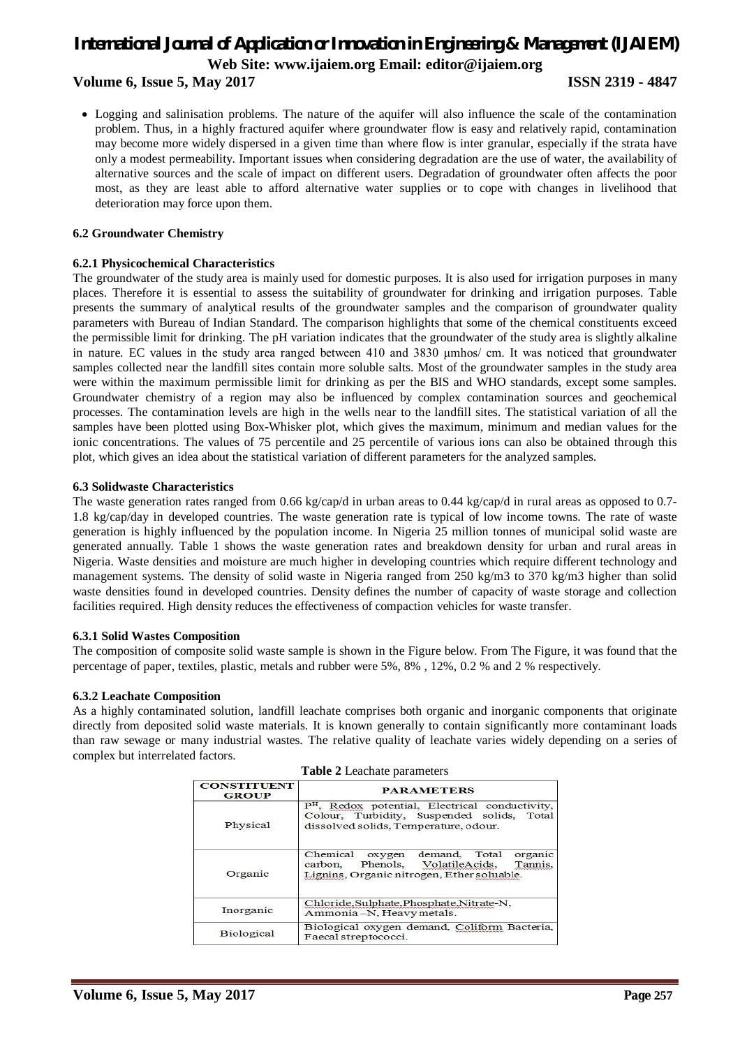- Logging and salinisation problems. The nature of the aquifer will also influence the scale of the contamination problem. Thus, in a highly fractured aquifer where groundwater flow is easy and relatively rapid, contamination may become more widely dispersed in a given time than where flow is inter granular, especially if the strata have only a modest permeability. Important issues when considering degradation are the use of water, the availability of alternative sources and the scale of impact on different users. Degradation of groundwater often affects the poor most, as they are least able to afford alternative water supplies or to cope with changes in livelihood that deterioration may force upon them.

### 6.2 Groundwater Chemistry

#### 6.2.1 Physicochemical Characteristics

The groundwater of the study area is mainly used for domestic purposes. It is also used for irrigation purposes in many places. Therefore it is essential to assess the suitability of groundwater for drinking and irrigation purposes. Table presents the summary of analytical results of the groundwater samples and the comparison of groundwater quality parameters with Bureau of Indian Standard. The comparison highlights that some of the chemical constituents exceed the permissible limit for drinking. The pH variation indicates that the groundwater of the study area is slightly alkaline in nature. EC values in the study area ranged between 410 and 3830 μmhos/ cm. It was noticed that groundwater samples collected near the landfill sites contain more soluble salts. Most of the groundwater samples in the study area were within the maximum permissible limit for drinking as per the BIS and WHO standards, except some samples. Groundwater chemistry of a region may also be influenced by complex contamination sources and geochemical processes. The contamination levels are high in the wells near to the landfill sites. The statistical variation of all the samples have been plotted using Box-Whisker plot, which gives the maximum, minimum and median values for the ionic concentrations. The values of 75 percentile and 25 percentile of various ions can also be obtained through this plot, which gives an idea about the statistical variation of different parameters for the analyzed samples.

### 6.3 Solidwaste Characteristics

The waste generation rates ranged from 0.66 kg/cap/d in urban areas to 0.44 kg/cap/d in rural areas as opposed to 0.7-1.8 kg/cap/day in developed countries. The waste generation rate is typical of low income towns. The rate of waste generation is highly influenced by the population income. In Nigeria 25 million tonnes of municipal solid waste are generated annually. Table 1 shows the waste generation rates and breakdown density for urban and rural areas in Nigeria. Waste densities and moisture are much higher in developing countries which require different technology and management systems. The density of solid waste in Nigeria ranged from 250 kg/m3 to 370 kg/m3 higher than solid waste densities found in developed countries. Density defines the number of capacity of waste storage and collection facilities required. High density reduces the effectiveness of compaction vehicles for waste transfer.

#### 6.3.1 Solid Wastes Composition

The composition of composite solid waste sample is shown in the Figure below. From The Figure, it was found that the percentage of paper, textiles, plastic, metals and rubber were 5%, 8% , 12%, 0.2 % and 2 % respectively.

#### 6.3.2 Leachate Composition

As a highly contaminated solution, landfill leachate comprises both organic and inorganic components that originate directly from deposited solid waste materials. It is known generally to contain significantly more contaminant loads than raw sewage or many industrial wastes. The relative quality of leachate varies widely depending on a series of complex but interrelated factors.

**Table 2** Leachate parameters

| CONSTITUENT GROUP | PARAMETERS |
|---|---|
| Physical | $P^H$, Redox potential, Electrical conductivity, Colour, Turbidity, Suspended solids, Total dissolved solids, Temperature, odour. |
| Organic | Chemical oxygen demand, Total organic carbon, Phenols, VolatileAcids, Tannis, Lignins, Organic nitrogen, Ether soluable. |
| Inorganic | Chloride,Sulphate,Phosphate,Nitrate-N, Ammonia –N, Heavy metals. |
| Biological | Biological oxygen demand, Coliform Bacteria, Faecal streptococci. |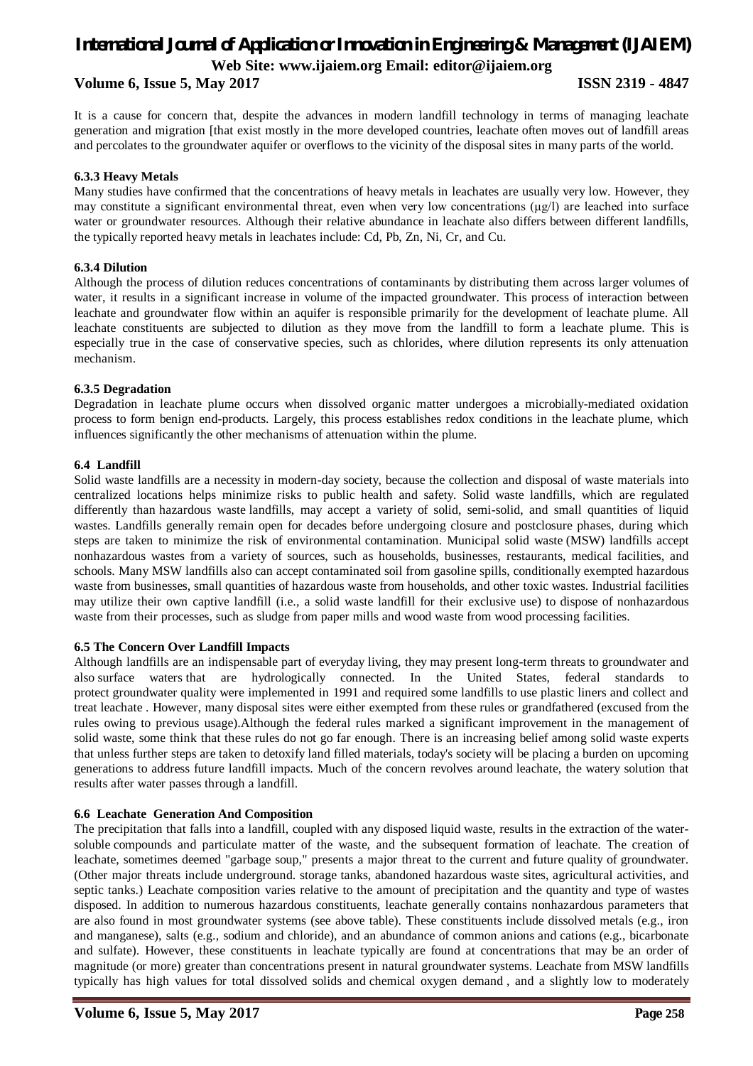It is a cause for concern that, despite the advances in modern landfill technology in terms of managing leachate generation and migration [that exist mostly in the more developed countries, leachate often moves out of landfill areas and percolates to the groundwater aquifer or overflows to the vicinity of the disposal sites in many parts of the world.

### 6.3.3 Heavy Metals

Many studies have confirmed that the concentrations of heavy metals in leachates are usually very low. However, they may constitute a significant environmental threat, even when very low concentrations (μg/l) are leached into surface water or groundwater resources. Although their relative abundance in leachate also differs between different landfills, the typically reported heavy metals in leachates include: Cd, Pb, Zn, Ni, Cr, and Cu.

### 6.3.4 Dilution

Although the process of dilution reduces concentrations of contaminants by distributing them across larger volumes of water, it results in a significant increase in volume of the impacted groundwater. This process of interaction between leachate and groundwater flow within an aquifer is responsible primarily for the development of leachate plume. All leachate constituents are subjected to dilution as they move from the landfill to form a leachate plume. This is especially true in the case of conservative species, such as chlorides, where dilution represents its only attenuation mechanism.

### 6.3.5 Degradation

Degradation in leachate plume occurs when dissolved organic matter undergoes a microbially-mediated oxidation process to form benign end-products. Largely, this process establishes redox conditions in the leachate plume, which influences significantly the other mechanisms of attenuation within the plume.

## 6.4 Landfill

Solid waste landfills are a necessity in modern-day society, because the collection and disposal of waste materials into centralized locations helps minimize risks to public health and safety. Solid waste landfills, which are regulated differently than hazardous waste landfills, may accept a variety of solid, semi-solid, and small quantities of liquid wastes. Landfills generally remain open for decades before undergoing closure and postclosure phases, during which steps are taken to minimize the risk of environmental contamination. Municipal solid waste (MSW) landfills accept nonhazardous wastes from a variety of sources, such as households, businesses, restaurants, medical facilities, and schools. Many MSW landfills also can accept contaminated soil from gasoline spills, conditionally exempted hazardous waste from businesses, small quantities of hazardous waste from households, and other toxic wastes. Industrial facilities may utilize their own captive landfill (i.e., a solid waste landfill for their exclusive use) to dispose of nonhazardous waste from their processes, such as sludge from paper mills and wood waste from wood processing facilities.

## 6.5 The Concern Over Landfill Impacts

Although landfills are an indispensable part of everyday living, they may present long-term threats to groundwater and also surface waters that are hydrologically connected. In the United States, federal standards to protect groundwater quality were implemented in 1991 and required some landfills to use plastic liners and collect and treat leachate . However, many disposal sites were either exempted from these rules or grandfathered (excused from the rules owing to previous usage).Although the federal rules marked a significant improvement in the management of solid waste, some think that these rules do not go far enough. There is an increasing belief among solid waste experts that unless further steps are taken to detoxify land filled materials, today's society will be placing a burden on upcoming generations to address future landfill impacts. Much of the concern revolves around leachate, the watery solution that results after water passes through a landfill.

## 6.6 Leachate Generation And Composition

The precipitation that falls into a landfill, coupled with any disposed liquid waste, results in the extraction of the water-soluble compounds and particulate matter of the waste, and the subsequent formation of leachate. The creation of leachate, sometimes deemed "garbage soup," presents a major threat to the current and future quality of groundwater. (Other major threats include underground. storage tanks, abandoned hazardous waste sites, agricultural activities, and septic tanks.) Leachate composition varies relative to the amount of precipitation and the quantity and type of wastes disposed. In addition to numerous hazardous constituents, leachate generally contains nonhazardous parameters that are also found in most groundwater systems (see above table). These constituents include dissolved metals (e.g., iron and manganese), salts (e.g., sodium and chloride), and an abundance of common anions and cations (e.g., bicarbonate and sulfate). However, these constituents in leachate typically are found at concentrations that may be an order of magnitude (or more) greater than concentrations present in natural groundwater systems. Leachate from MSW landfills typically has high values for total dissolved solids and chemical oxygen demand , and a slightly low to moderately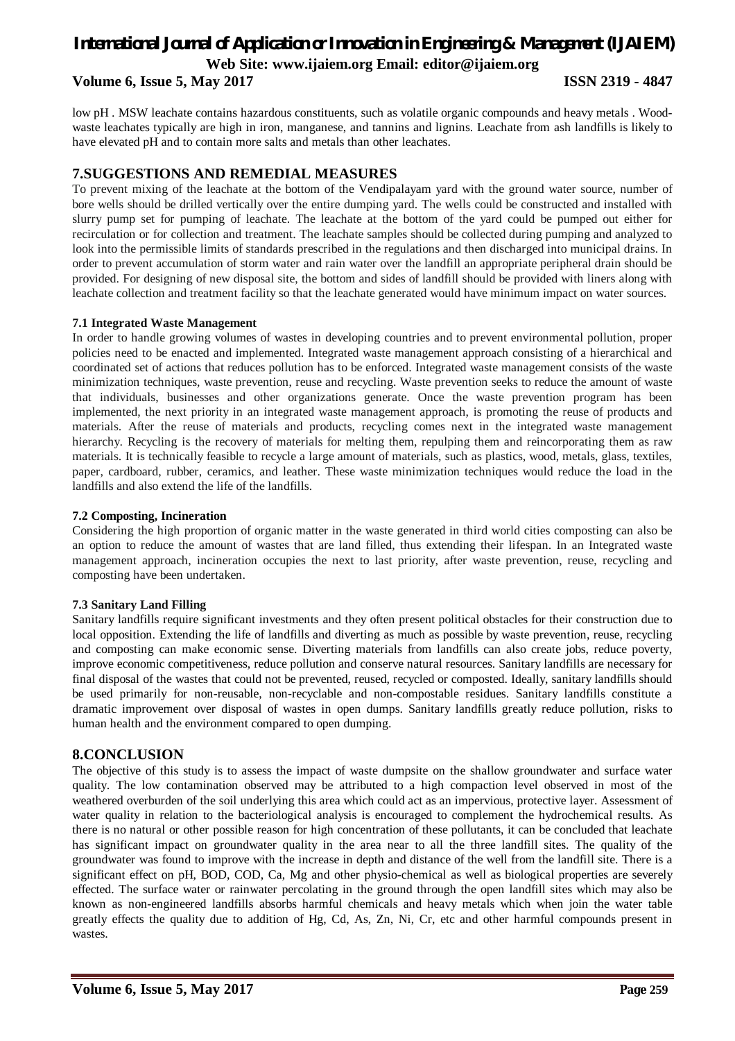low pH . MSW leachate contains hazardous constituents, such as volatile organic compounds and heavy metals . Wood-waste leachates typically are high in iron, manganese, and tannins and lignins. Leachate from ash landfills is likely to have elevated pH and to contain more salts and metals than other leachates.

## 7.SUGGESTIONS AND REMEDIAL MEASURES

To prevent mixing of the leachate at the bottom of the Vendipalayam yard with the ground water source, number of bore wells should be drilled vertically over the entire dumping yard. The wells could be constructed and installed with slurry pump set for pumping of leachate. The leachate at the bottom of the yard could be pumped out either for recirculation or for collection and treatment. The leachate samples should be collected during pumping and analyzed to look into the permissible limits of standards prescribed in the regulations and then discharged into municipal drains. In order to prevent accumulation of storm water and rain water over the landfill an appropriate peripheral drain should be provided. For designing of new disposal site, the bottom and sides of landfill should be provided with liners along with leachate collection and treatment facility so that the leachate generated would have minimum impact on water sources.

### 7.1 Integrated Waste Management

In order to handle growing volumes of wastes in developing countries and to prevent environmental pollution, proper policies need to be enacted and implemented. Integrated waste management approach consisting of a hierarchical and coordinated set of actions that reduces pollution has to be enforced. Integrated waste management consists of the waste minimization techniques, waste prevention, reuse and recycling. Waste prevention seeks to reduce the amount of waste that individuals, businesses and other organizations generate. Once the waste prevention program has been implemented, the next priority in an integrated waste management approach, is promoting the reuse of products and materials. After the reuse of materials and products, recycling comes next in the integrated waste management hierarchy. Recycling is the recovery of materials for melting them, repulping them and reincorporating them as raw materials. It is technically feasible to recycle a large amount of materials, such as plastics, wood, metals, glass, textiles, paper, cardboard, rubber, ceramics, and leather. These waste minimization techniques would reduce the load in the landfills and also extend the life of the landfills.

### 7.2 Composting, Incineration

Considering the high proportion of organic matter in the waste generated in third world cities composting can also be an option to reduce the amount of wastes that are land filled, thus extending their lifespan. In an Integrated waste management approach, incineration occupies the next to last priority, after waste prevention, reuse, recycling and composting have been undertaken.

### 7.3 Sanitary Land Filling

Sanitary landfills require significant investments and they often present political obstacles for their construction due to local opposition. Extending the life of landfills and diverting as much as possible by waste prevention, reuse, recycling and composting can make economic sense. Diverting materials from landfills can also create jobs, reduce poverty, improve economic competitiveness, reduce pollution and conserve natural resources. Sanitary landfills are necessary for final disposal of the wastes that could not be prevented, reused, recycled or composted. Ideally, sanitary landfills should be used primarily for non-reusable, non-recyclable and non-compostable residues. Sanitary landfills constitute a dramatic improvement over disposal of wastes in open dumps. Sanitary landfills greatly reduce pollution, risks to human health and the environment compared to open dumping.

## 8.CONCLUSION

The objective of this study is to assess the impact of waste dumpsite on the shallow groundwater and surface water quality. The low contamination observed may be attributed to a high compaction level observed in most of the weathered overburden of the soil underlying this area which could act as an impervious, protective layer. Assessment of water quality in relation to the bacteriological analysis is encouraged to complement the hydrochemical results. As there is no natural or other possible reason for high concentration of these pollutants, it can be concluded that leachate has significant impact on groundwater quality in the area near to all the three landfill sites. The quality of the groundwater was found to improve with the increase in depth and distance of the well from the landfill site. There is a significant effect on pH, BOD, COD, Ca, Mg and other physio-chemical as well as biological properties are severely effected. The surface water or rainwater percolating in the ground through the open landfill sites which may also be known as non-engineered landfills absorbs harmful chemicals and heavy metals which when join the water table greatly effects the quality due to addition of Hg, Cd, As, Zn, Ni, Cr, etc and other harmful compounds present in wastes.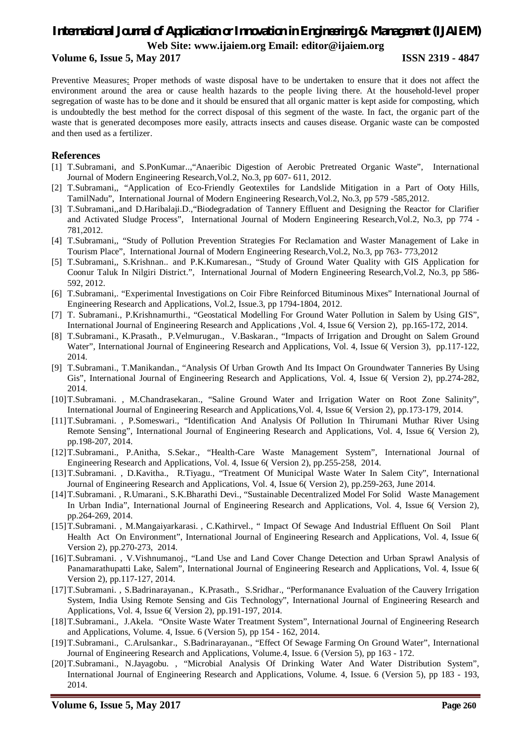Preventive Measures: Proper methods of waste disposal have to be undertaken to ensure that it does not affect the environment around the area or cause health hazards to the people living there. At the household-level proper segregation of waste has to be done and it should be ensured that all organic matter is kept aside for composting, which is undoubtedly the best method for the correct disposal of this segment of the waste. In fact, the organic part of the waste that is generated decomposes more easily, attracts insects and causes disease. Organic waste can be composted and then used as a fertilizer.

## References

[1] T.Subramani, and S.PonKumar..,"Anaeribic Digestion of Aerobic Pretreated Organic Waste", International Journal of Modern Engineering Research,Vol.2, No.3, pp 607- 611, 2012.

[2] T.Subramani,, "Application of Eco-Friendly Geotextiles for Landslide Mitigation in a Part of Ooty Hills, TamilNadu", International Journal of Modern Engineering Research,Vol.2, No.3, pp 579 -585,2012.

[3] T.Subramani,,and D.Haribalaji.D.,"Biodegradation of Tannery Effluent and Designing the Reactor for Clarifier and Activated Sludge Process", International Journal of Modern Engineering Research,Vol.2, No.3, pp 774 -781,2012.

[4] T.Subramani,, "Study of Pollution Prevention Strategies For Reclamation and Waster Management of Lake in Tourism Place", International Journal of Modern Engineering Research,Vol.2, No.3, pp 763- 773,2012

[5] T.Subramani,, S.Krishnan.. and P.K.Kumaresan., "Study of Ground Water Quality with GIS Application for Coonur Taluk In Nilgiri District.", International Journal of Modern Engineering Research,Vol.2, No.3, pp 586-592, 2012.

[6] T.Subramani,. "Experimental Investigations on Coir Fibre Reinforced Bituminous Mixes" International Journal of Engineering Research and Applications, Vol.2, Issue.3, pp 1794-1804, 2012.

[7] T. Subramani., P.Krishnamurthi., "Geostatical Modelling For Ground Water Pollution in Salem by Using GIS", International Journal of Engineering Research and Applications ,Vol. 4, Issue 6( Version 2), pp.165-172, 2014.

[8] T.Subramani., K.Prasath., P.Velmurugan., V.Baskaran., "Impacts of Irrigation and Drought on Salem Ground Water", International Journal of Engineering Research and Applications, Vol. 4, Issue 6( Version 3), pp.117-122, 2014.

[9] T.Subramani., T.Manikandan., "Analysis Of Urban Growth And Its Impact On Groundwater Tanneries By Using Gis", International Journal of Engineering Research and Applications, Vol. 4, Issue 6( Version 2), pp.274-282, 2014.

[10] T.Subramani. , M.Chandrasekaran., "Saline Ground Water and Irrigation Water on Root Zone Salinity", International Journal of Engineering Research and Applications,Vol. 4, Issue 6( Version 2), pp.173-179, 2014.

[11] T.Subramani. , P.Someswari., "Identification And Analysis Of Pollution In Thirumani Muthar River Using Remote Sensing", International Journal of Engineering Research and Applications, Vol. 4, Issue 6( Version 2), pp.198-207, 2014.

[12] T.Subramani., P.Anitha, S.Sekar., "Health-Care Waste Management System", International Journal of Engineering Research and Applications, Vol. 4, Issue 6( Version 2), pp.255-258, 2014.

[13] T.Subramani. , D.Kavitha., R.Tiyagu., "Treatment Of Municipal Waste Water In Salem City", International Journal of Engineering Research and Applications, Vol. 4, Issue 6( Version 2), pp.259-263, June 2014.

[14] T.Subramani. , R.Umarani., S.K.Bharathi Devi., "Sustainable Decentralized Model For Solid Waste Management In Urban India", International Journal of Engineering Research and Applications, Vol. 4, Issue 6( Version 2), pp.264-269, 2014.

[15] T.Subramani. , M.Mangaiyarkarasi. , C.Kathirvel., " Impact Of Sewage And Industrial Effluent On Soil Plant Health Act On Environment", International Journal of Engineering Research and Applications, Vol. 4, Issue 6( Version 2), pp.270-273, 2014.

[16] T.Subramani. , V.Vishnumanoj., "Land Use and Land Cover Change Detection and Urban Sprawl Analysis of Panamarathupatti Lake, Salem", International Journal of Engineering Research and Applications, Vol. 4, Issue 6( Version 2), pp.117-127, 2014.

[17] T.Subramani. , S.Badrinarayanan., K.Prasath., S.Sridhar., "Performanance Evaluation of the Cauvery Irrigation System, India Using Remote Sensing and Gis Technology", International Journal of Engineering Research and Applications, Vol. 4, Issue 6( Version 2), pp.191-197, 2014.

[18] T.Subramani., J.Akela. "Onsite Waste Water Treatment System", International Journal of Engineering Research and Applications, Volume. 4, Issue. 6 (Version 5), pp 154 - 162, 2014.

[19] T.Subramani., C.Arulsankar., S.Badrinarayanan., "Effect Of Sewage Farming On Ground Water", International Journal of Engineering Research and Applications, Volume.4, Issue. 6 (Version 5), pp 163 - 172.

[20] T.Subramani., N.Jayagobu. , "Microbial Analysis Of Drinking Water And Water Distribution System", International Journal of Engineering Research and Applications, Volume. 4, Issue. 6 (Version 5), pp 183 - 193, 2014.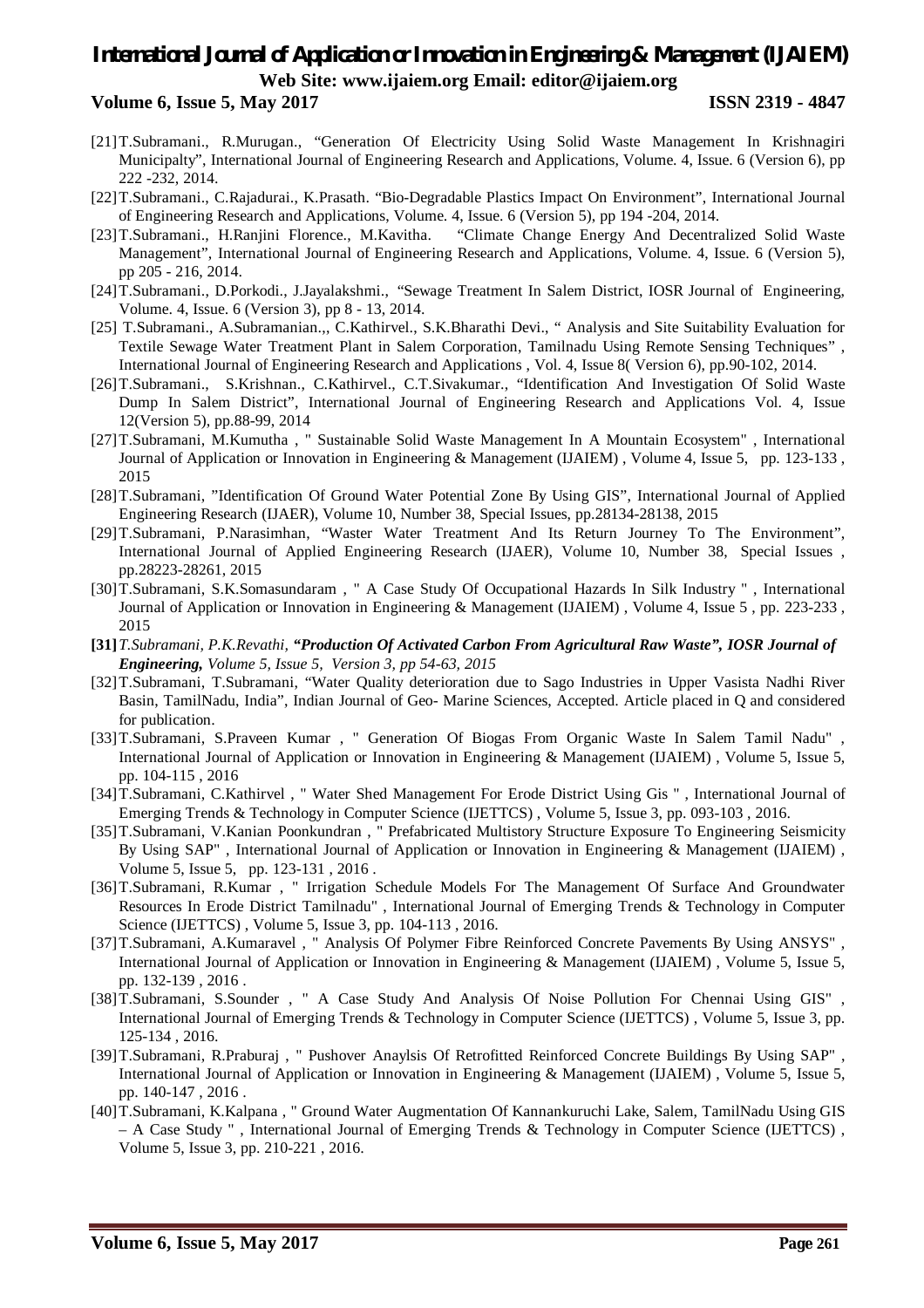[21] T.Subramani., R.Murugan., "Generation Of Electricity Using Solid Waste Management In Krishnagiri Municipalty", International Journal of Engineering Research and Applications, Volume. 4, Issue. 6 (Version 6), pp 222 -232, 2014.

[22] T.Subramani., C.Rajadurai., K.Prasath. "Bio-Degradable Plastics Impact On Environment", International Journal of Engineering Research and Applications, Volume. 4, Issue. 6 (Version 5), pp 194 -204, 2014.

[23] T.Subramani., H.Ranjini Florence., M.Kavitha. "Climate Change Energy And Decentralized Solid Waste Management", International Journal of Engineering Research and Applications, Volume. 4, Issue. 6 (Version 5), pp 205 - 216, 2014.

[24] T.Subramani., D.Porkodi., J.Jayalakshmi., "Sewage Treatment In Salem District, IOSR Journal of Engineering, Volume. 4, Issue. 6 (Version 3), pp 8 - 13, 2014.

[25] T.Subramani., A.Subramanian.,, C.Kathirvel., S.K.Bharathi Devi., " Analysis and Site Suitability Evaluation for Textile Sewage Water Treatment Plant in Salem Corporation, Tamilnadu Using Remote Sensing Techniques" , International Journal of Engineering Research and Applications , Vol. 4, Issue 8( Version 6), pp.90-102, 2014.

[26] T.Subramani., S.Krishnan., C.Kathirvel., C.T.Sivakumar., "Identification And Investigation Of Solid Waste Dump In Salem District", International Journal of Engineering Research and Applications Vol. 4, Issue 12(Version 5), pp.88-99, 2014

[27] T.Subramani, M.Kumutha , " Sustainable Solid Waste Management In A Mountain Ecosystem" , International Journal of Application or Innovation in Engineering & Management (IJAIEM) , Volume 4, Issue 5, pp. 123-133 , 2015

[28] T.Subramani, "Identification Of Ground Water Potential Zone By Using GIS", International Journal of Applied Engineering Research (IJAER), Volume 10, Number 38, Special Issues, pp.28134-28138, 2015

[29] T.Subramani, P.Narasimhan, "Waster Water Treatment And Its Return Journey To The Environment", International Journal of Applied Engineering Research (IJAER), Volume 10, Number 38, Special Issues , pp.28223-28261, 2015

[30] T.Subramani, S.K.Somasundaram , " A Case Study Of Occupational Hazards In Silk Industry " , International Journal of Application or Innovation in Engineering & Management (IJAIEM) , Volume 4, Issue 5 , pp. 223-233 , 2015

**[31]** ***T.Subramani, P.K.Revathi, "Production Of Activated Carbon From Agricultural Raw Waste", IOSR Journal of Engineering, Volume 5, Issue 5, Version 3, pp 54-63, 2015***

[32] T.Subramani, T.Subramani, "Water Quality deterioration due to Sago Industries in Upper Vasista Nadhi River Basin, TamilNadu, India", Indian Journal of Geo- Marine Sciences, Accepted. Article placed in Q and considered for publication.

[33] T.Subramani, S.Praveen Kumar , " Generation Of Biogas From Organic Waste In Salem Tamil Nadu" , International Journal of Application or Innovation in Engineering & Management (IJAIEM) , Volume 5, Issue 5, pp. 104-115 , 2016

[34] T.Subramani, C.Kathirvel , " Water Shed Management For Erode District Using Gis " , International Journal of Emerging Trends & Technology in Computer Science (IJETTCS) , Volume 5, Issue 3, pp. 093-103 , 2016.

[35] T.Subramani, V.Kanian Poonkundran , " Prefabricated Multistory Structure Exposure To Engineering Seismicity By Using SAP" , International Journal of Application or Innovation in Engineering & Management (IJAIEM) , Volume 5, Issue 5, pp. 123-131 , 2016 .

[36] T.Subramani, R.Kumar , " Irrigation Schedule Models For The Management Of Surface And Groundwater Resources In Erode District Tamilnadu" , International Journal of Emerging Trends & Technology in Computer Science (IJETTCS) , Volume 5, Issue 3, pp. 104-113 , 2016.

[37] T.Subramani, A.Kumaravel , " Analysis Of Polymer Fibre Reinforced Concrete Pavements By Using ANSYS" , International Journal of Application or Innovation in Engineering & Management (IJAIEM) , Volume 5, Issue 5, pp. 132-139 , 2016 .

[38] T.Subramani, S.Sounder , " A Case Study And Analysis Of Noise Pollution For Chennai Using GIS" , International Journal of Emerging Trends & Technology in Computer Science (IJETTCS) , Volume 5, Issue 3, pp. 125-134 , 2016.

[39] T.Subramani, R.Praburaj , " Pushover Anaylsis Of Retrofitted Reinforced Concrete Buildings By Using SAP" , International Journal of Application or Innovation in Engineering & Management (IJAIEM) , Volume 5, Issue 5, pp. 140-147 , 2016 .

[40] T.Subramani, K.Kalpana , " Ground Water Augmentation Of Kannankuruchi Lake, Salem, TamilNadu Using GIS – A Case Study " , International Journal of Emerging Trends & Technology in Computer Science (IJETTCS) , Volume 5, Issue 3, pp. 210-221 , 2016.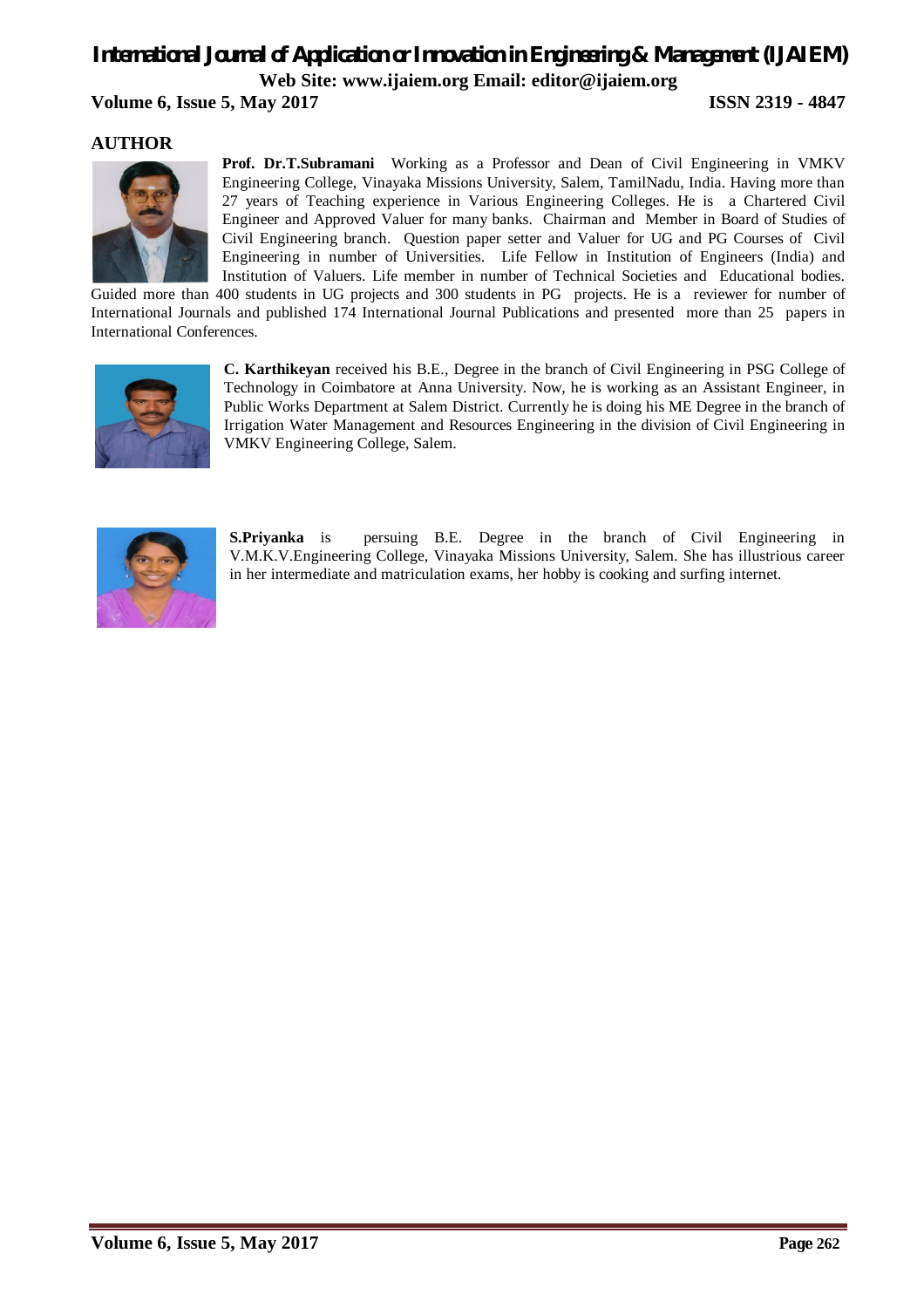## AUTHOR

**Prof. Dr.T.Subramani** Working as a Professor and Dean of Civil Engineering in VMKV Engineering College, Vinayaka Missions University, Salem, TamilNadu, India. Having more than 27 years of Teaching experience in Various Engineering Colleges. He is a Chartered Civil Engineer and Approved Valuer for many banks. Chairman and Member in Board of Studies of Civil Engineering branch. Question paper setter and Valuer for UG and PG Courses of Civil Engineering in number of Universities. Life Fellow in Institution of Engineers (India) and Institution of Valuers. Life member in number of Technical Societies and Educational bodies. Guided more than 400 students in UG projects and 300 students in PG projects. He is a reviewer for number of International Journals and published 174 International Journal Publications and presented more than 25 papers in International Conferences.

**C. Karthikeyan** received his B.E., Degree in the branch of Civil Engineering in PSG College of Technology in Coimbatore at Anna University. Now, he is working as an Assistant Engineer, in Public Works Department at Salem District. Currently he is doing his ME Degree in the branch of Irrigation Water Management and Resources Engineering in the division of Civil Engineering in VMKV Engineering College, Salem.

**S.Priyanka** is persuing B.E. Degree in the branch of Civil Engineering in V.M.K.V.Engineering College, Vinayaka Missions University, Salem. She has illustrious career in her intermediate and matriculation exams, her hobby is cooking and surfing internet.